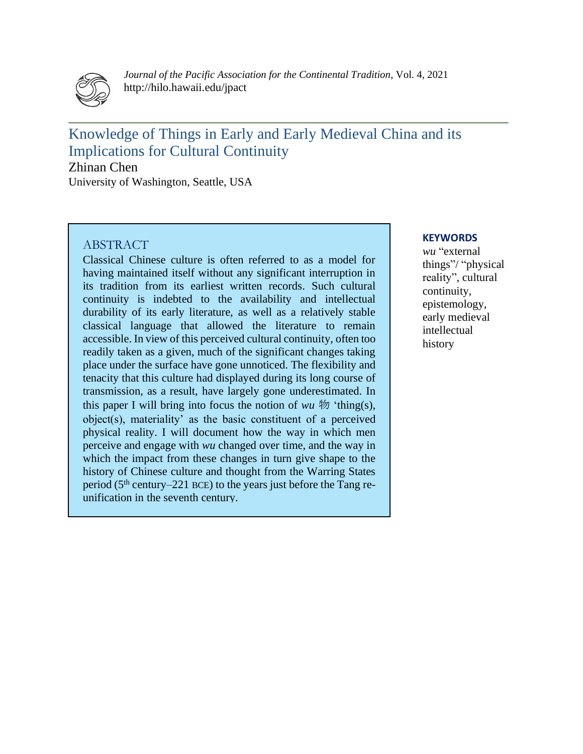# Knowledge of Things in Early and Early Medieval China and its Implications for Cultural Continuity

Zhinan Chen

University of Washington, Seattle, USA

## ABSTRACT

Classical Chinese culture is often referred to as a model for having maintained itself without any significant interruption in its tradition from its earliest written records. Such cultural continuity is indebted to the availability and intellectual durability of its early literature, as well as a relatively stable classical language that allowed the literature to remain accessible. In view of this perceived cultural continuity, often too readily taken as a given, much of the significant changes taking place under the surface have gone unnoticed. The flexibility and tenacity that this culture had displayed during its long course of transmission, as a result, have largely gone underestimated. In this paper I will bring into focus the notion of *wu* 物 'thing(s), object(s), materiality' as the basic constituent of a perceived physical reality. I will document how the way in which men perceive and engage with *wu* changed over time, and the way in which the impact from these changes in turn give shape to the history of Chinese culture and thought from the Warring States period (5th century–221 BCE) to the years just before the Tang re-unification in the seventh century.

**KEYWORDS**

*wu* "external things"/ "physical reality", cultural continuity, epistemology, early medieval intellectual history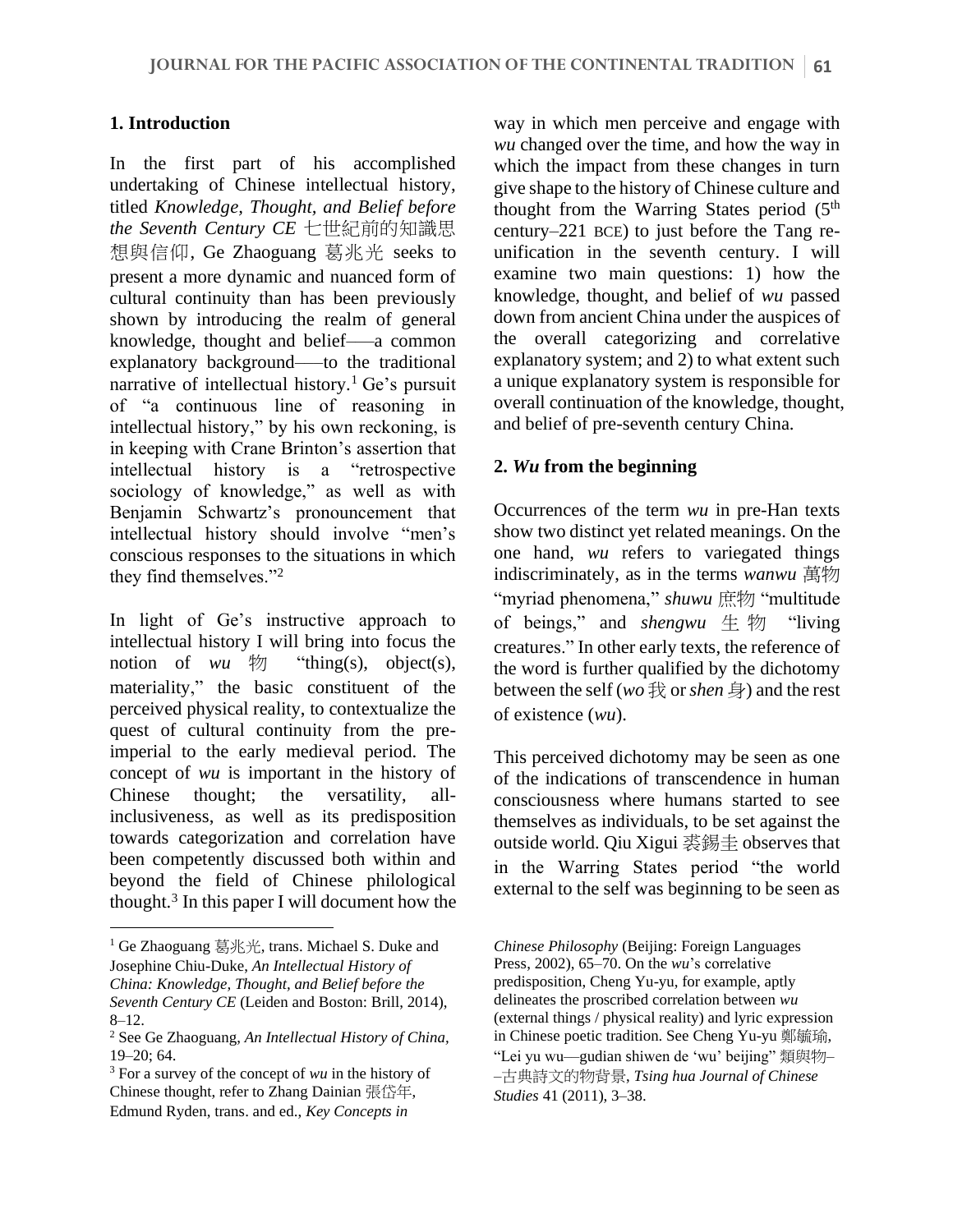## 1. Introduction

In the first part of his accomplished undertaking of Chinese intellectual history, titled *Knowledge, Thought, and Belief before the Seventh Century CE* 七世紀前的知識思想與信仰, Ge Zhaoguang 葛兆光 seeks to present a more dynamic and nuanced form of cultural continuity than has been previously shown by introducing the realm of general knowledge, thought and belief—a common explanatory background—to the traditional narrative of intellectual history.[1] Ge's pursuit of "a continuous line of reasoning in intellectual history," by his own reckoning, is in keeping with Crane Brinton's assertion that intellectual history is a "retrospective sociology of knowledge," as well as with Benjamin Schwartz's pronouncement that intellectual history should involve "men's conscious responses to the situations in which they find themselves."[2]

In light of Ge's instructive approach to intellectual history I will bring into focus the notion of *wu* 物 "thing(s), object(s), materiality," the basic constituent of the perceived physical reality, to contextualize the quest of cultural continuity from the pre-imperial to the early medieval period. The concept of *wu* is important in the history of Chinese thought; the versatility, all-inclusiveness, as well as its predisposition towards categorization and correlation have been competently discussed both within and beyond the field of Chinese philological thought.[3] In this paper I will document how the way in which men perceive and engage with *wu* changed over the time, and how the way in which the impact from these changes in turn give shape to the history of Chinese culture and thought from the Warring States period (5th century–221 BCE) to just before the Tang re-unification in the seventh century. I will examine two main questions: 1) how the knowledge, thought, and belief of *wu* passed down from ancient China under the auspices of the overall categorizing and correlative explanatory system; and 2) to what extent such a unique explanatory system is responsible for overall continuation of the knowledge, thought, and belief of pre-seventh century China.

## 2. *Wu* from the beginning

Occurrences of the term *wu* in pre-Han texts show two distinct yet related meanings. On the one hand, *wu* refers to variegated things indiscriminately, as in the terms *wanwu* 萬物 "myriad phenomena," *shuwu* 庶物 "multitude of beings," and *shengwu* 生物 "living creatures." In other early texts, the reference of the word is further qualified by the dichotomy between the self (*wo* 我 or *shen* 身) and the rest of existence (*wu*).

This perceived dichotomy may be seen as one of the indications of transcendence in human consciousness where humans started to see themselves as individuals, to be set against the outside world. Qiu Xigui 裘錫圭 observes that in the Warring States period "the world external to the self was beginning to be seen as

---

[1] Ge Zhaoguang 葛兆光, trans. Michael S. Duke and Josephine Chiu-Duke, *An Intellectual History of China: Knowledge, Thought, and Belief before the Seventh Century CE* (Leiden and Boston: Brill, 2014), 8–12.

[2] See Ge Zhaoguang, *An Intellectual History of China*, 19–20; 64.

[3] For a survey of the concept of *wu* in the history of Chinese thought, refer to Zhang Dainian 張岱年, Edmund Ryden, trans. and ed., *Key Concepts in Chinese Philosophy* (Beijing: Foreign Languages Press, 2002), 65–70. On the *wu*'s correlative predisposition, Cheng Yu-yu, for example, aptly delineates the proscribed correlation between *wu* (external things / physical reality) and lyric expression in Chinese poetic tradition. See Cheng Yu-yu 鄭毓瑜, "Lei yu wu—gudian shiwen de 'wu' beijing" 類與物––古典詩文的物背景, *Tsing hua Journal of Chinese Studies* 41 (2011), 3–38.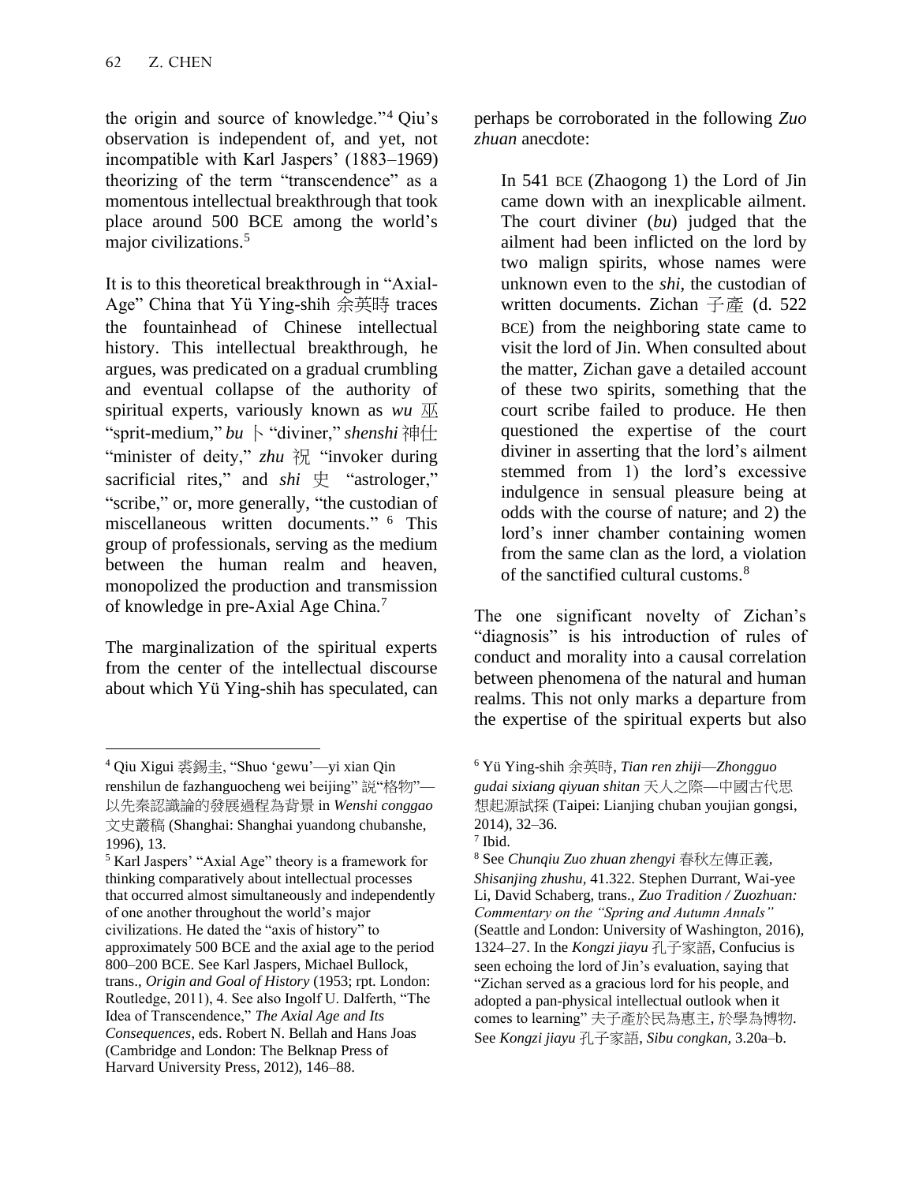the origin and source of knowledge."[4] Qiu's observation is independent of, and yet, not incompatible with Karl Jaspers' (1883–1969) theorizing of the term "transcendence" as a momentous intellectual breakthrough that took place around 500 BCE among the world's major civilizations.[5]

It is to this theoretical breakthrough in "Axial-Age" China that Yü Ying-shih 余英時 traces the fountainhead of Chinese intellectual history. This intellectual breakthrough, he argues, was predicated on a gradual crumbling and eventual collapse of the authority of spiritual experts, variously known as *wu* 巫 "sprit-medium," *bu* 卜 "diviner," *shenshi* 神仕 "minister of deity," *zhu* 祝 "invoker during sacrificial rites," and *shi* 史 "astrologer," "scribe," or, more generally, "the custodian of miscellaneous written documents."[6] This group of professionals, serving as the medium between the human realm and heaven, monopolized the production and transmission of knowledge in pre-Axial Age China.[7]

The marginalization of the spiritual experts from the center of the intellectual discourse about which Yü Ying-shih has speculated, can perhaps be corroborated in the following *Zuo zhuan* anecdote:

> In 541 BCE (Zhaogong 1) the Lord of Jin came down with an inexplicable ailment. The court diviner (*bu*) judged that the ailment had been inflicted on the lord by two malign spirits, whose names were unknown even to the *shi*, the custodian of written documents. Zichan 子產 (d. 522 BCE) from the neighboring state came to visit the lord of Jin. When consulted about the matter, Zichan gave a detailed account of these two spirits, something that the court scribe failed to produce. He then questioned the expertise of the court diviner in asserting that the lord's ailment stemmed from 1) the lord's excessive indulgence in sensual pleasure being at odds with the course of nature; and 2) the lord's inner chamber containing women from the same clan as the lord, a violation of the sanctified cultural customs.[8]

The one significant novelty of Zichan's "diagnosis" is his introduction of rules of conduct and morality into a causal correlation between phenomena of the natural and human realms. This not only marks a departure from the expertise of the spiritual experts but also

---

[4] Qiu Xigui 裘錫圭, "Shuo 'gewu'—yi xian Qin renshilun de fazhanguocheng wei beijing" 説"格物"—以先秦認識論的發展過程為背景 in *Wenshi conggao* 文史叢稿 (Shanghai: Shanghai yuandong chubanshe, 1996), 13.

[5] Karl Jaspers' "Axial Age" theory is a framework for thinking comparatively about intellectual processes that occurred almost simultaneously and independently of one another throughout the world's major civilizations. He dated the "axis of history" to approximately 500 BCE and the axial age to the period 800–200 BCE. See Karl Jaspers, Michael Bullock, trans., *Origin and Goal of History* (1953; rpt. London: Routledge, 2011), 4. See also Ingolf U. Dalferth, "The Idea of Transcendence," *The Axial Age and Its Consequences*, eds. Robert N. Bellah and Hans Joas (Cambridge and London: The Belknap Press of Harvard University Press, 2012), 146–88.

[6] Yü Ying-shih 余英時, *Tian ren zhiji—Zhongguo gudai sixiang qiyuan shitan* 天人之際—中國古代思想起源試探 (Taipei: Lianjing chuban youjian gongsi, 2014), 32–36.

[7] Ibid.

[8] See *Chunqiu Zuo zhuan zhengyi* 春秋左傳正義, *Shisanjing zhushu*, 41.322. Stephen Durrant, Wai-yee Li, David Schaberg, trans., *Zuo Tradition / Zuozhuan: Commentary on the "Spring and Autumn Annals"* (Seattle and London: University of Washington, 2016), 1324–27. In the *Kongzi jiayu* 孔子家語, Confucius is seen echoing the lord of Jin's evaluation, saying that "Zichan served as a gracious lord for his people, and adopted a pan-physical intellectual outlook when it comes to learning" 夫子產於民為惠主, 於學為博物. See *Kongzi jiayu* 孔子家語, *Sibu congkan*, 3.20a–b.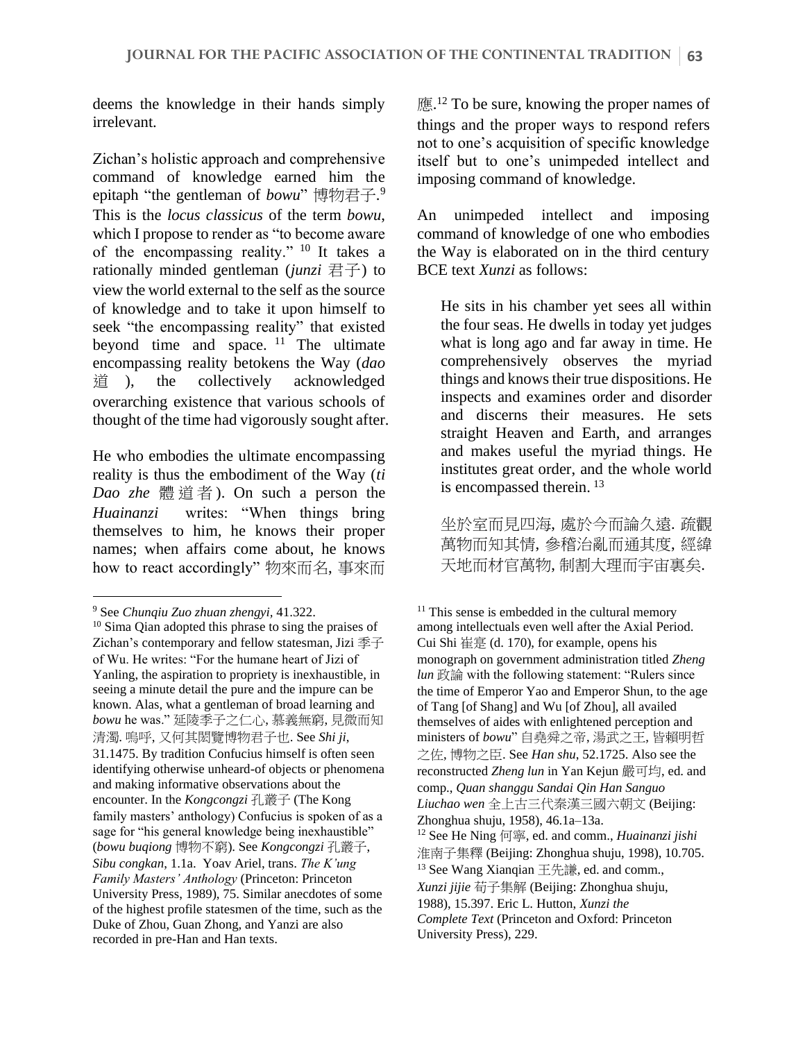deems the knowledge in their hands simply irrelevant.

Zichan's holistic approach and comprehensive command of knowledge earned him the epitaph "the gentleman of *bowu*" 博物君子.[9] This is the *locus classicus* of the term *bowu*, which I propose to render as "to become aware of the encompassing reality." [10] It takes a rationally minded gentleman (*junzi* 君子) to view the world external to the self as the source of knowledge and to take it upon himself to seek "the encompassing reality" that existed beyond time and space. [11] The ultimate encompassing reality betokens the Way (*dao* 道 ), the collectively acknowledged overarching existence that various schools of thought of the time had vigorously sought after.

He who embodies the ultimate encompassing reality is thus the embodiment of the Way (*ti Dao zhe* 體道者). On such a person the *Huainanzi* writes: "When things bring themselves to him, he knows their proper names; when affairs come about, he knows how to react accordingly" 物來而名, 事來而應.[12] To be sure, knowing the proper names of things and the proper ways to respond refers not to one's acquisition of specific knowledge itself but to one's unimpeded intellect and imposing command of knowledge.

An unimpeded intellect and imposing command of knowledge of one who embodies the Way is elaborated on in the third century BCE text *Xunzi* as follows:

> He sits in his chamber yet sees all within the four seas. He dwells in today yet judges what is long ago and far away in time. He comprehensively observes the myriad things and knows their true dispositions. He inspects and examines order and disorder and discerns their measures. He sets straight Heaven and Earth, and arranges and makes useful the myriad things. He institutes great order, and the whole world is encompassed therein. [13]
>
> 坐於室而見四海, 處於今而論久遠. 疏觀萬物而知其情, 參稽治亂而通其度, 經緯天地而材官萬物, 制割大理而宇宙裏矣.

---

[9] See *Chunqiu Zuo zhuan zhengyi*, 41.322.

[10] Sima Qian adopted this phrase to sing the praises of Zichan's contemporary and fellow statesman, Jizi 季子 of Wu. He writes: "For the humane heart of Jizi of Yanling, the aspiration to propriety is inexhaustible, in seeing a minute detail the pure and the impure can be known. Alas, what a gentleman of broad learning and *bowu* he was." 延陵季子之仁心, 慕義無窮, 見微而知清濁. 嗚呼, 又何其閎覽博物君子也. See *Shi ji*, 31.1475. By tradition Confucius himself is often seen identifying otherwise unheard-of objects or phenomena and making informative observations about the encounter. In the *Kongcongzi* 孔叢子 (The Kong family masters' anthology) Confucius is spoken of as a sage for "his general knowledge being inexhaustible" (*bowu buqiong* 博物不窮). See *Kongcongzi* 孔叢子, *Sibu congkan*, 1.1a. Yoav Ariel, trans. *The K'ung Family Masters' Anthology* (Princeton: Princeton University Press, 1989), 75. Similar anecdotes of some of the highest profile statesmen of the time, such as the Duke of Zhou, Guan Zhong, and Yanzi are also recorded in pre-Han and Han texts.

[11] This sense is embedded in the cultural memory among intellectuals even well after the Axial Period. Cui Shi 崔寔 (d. 170), for example, opens his monograph on government administration titled *Zheng lun* 政論 with the following statement: "Rulers since the time of Emperor Yao and Emperor Shun, to the age of Tang [of Shang] and Wu [of Zhou], all availed themselves of aides with enlightened perception and ministers of *bowu*" 自堯舜之帝, 湯武之王, 皆賴明哲之佐, 博物之臣. See *Han shu*, 52.1725. Also see the reconstructed *Zheng lun* in Yan Kejun 嚴可均, ed. and comp., *Quan shanggu Sandai Qin Han Sanguo Liuchao wen* 全上古三代秦漢三國六朝文 (Beijing: Zhonghua shuju, 1958), 46.1a–13a.

[12] See He Ning 何寧, ed. and comm., *Huainanzi jishi* 淮南子集釋 (Beijing: Zhonghua shuju, 1998), 10.705.

[13] See Wang Xianqian 王先謙, ed. and comm., *Xunzi jijie* 荀子集解 (Beijing: Zhonghua shuju, 1988), 15.397. Eric L. Hutton, *Xunzi the Complete Text* (Princeton and Oxford: Princeton University Press), 229.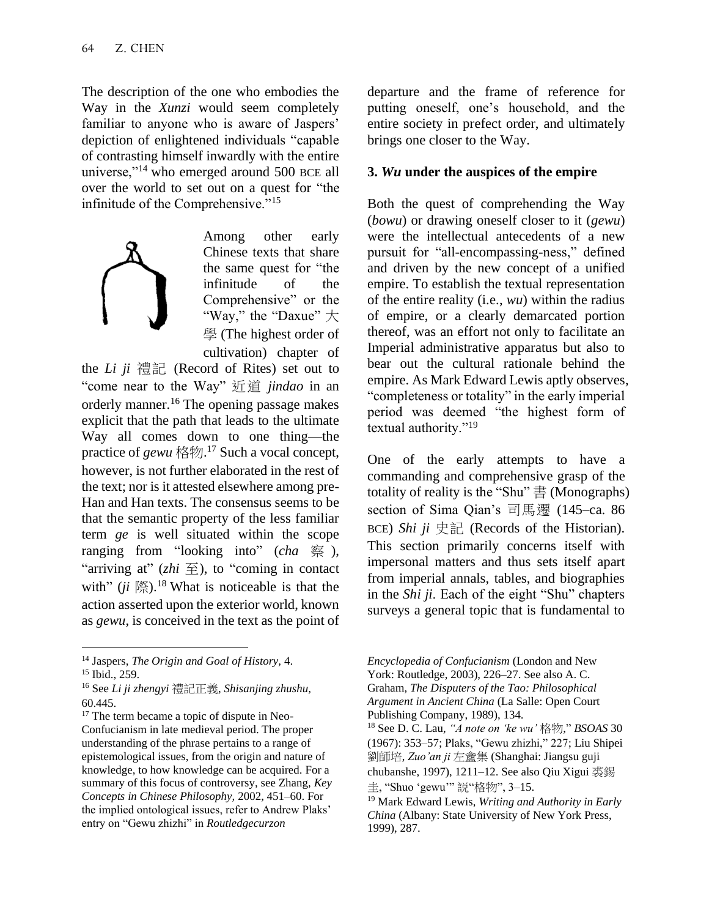The description of the one who embodies the Way in the *Xunzi* would seem completely familiar to anyone who is aware of Jaspers' depiction of enlightened individuals "capable of contrasting himself inwardly with the entire universe,"[14] who emerged around 500 BCE all over the world to set out on a quest for "the infinitude of the Comprehensive."[15]

Among other early Chinese texts that share the same quest for "the infinitude of the Comprehensive" or the "Way," the "Daxue" 大學 (The highest order of cultivation) chapter of the *Li ji* 禮記 (Record of Rites) set out to "come near to the Way" 近道 *jindao* in an orderly manner.[16] The opening passage makes explicit that the path that leads to the ultimate Way all comes down to one thing—the practice of *gewu* 格物.[17] Such a vocal concept, however, is not further elaborated in the rest of the text; nor is it attested elsewhere among pre-Han and Han texts. The consensus seems to be that the semantic property of the less familiar term *ge* is well situated within the scope ranging from "looking into" (*cha* 察), "arriving at" (*zhi* 至), to "coming in contact with" (*ji* 際).[18] What is noticeable is that the action asserted upon the exterior world, known as *gewu*, is conceived in the text as the point of departure and the frame of reference for putting oneself, one's household, and the entire society in prefect order, and ultimately brings one closer to the Way.

## 3. *Wu* under the auspices of the empire

Both the quest of comprehending the Way (*bowu*) or drawing oneself closer to it (*gewu*) were the intellectual antecedents of a new pursuit for "all-encompassing-ness," defined and driven by the new concept of a unified empire. To establish the textual representation of the entire reality (i.e., *wu*) within the radius of empire, or a clearly demarcated portion thereof, was an effort not only to facilitate an Imperial administrative apparatus but also to bear out the cultural rationale behind the empire. As Mark Edward Lewis aptly observes, "completeness or totality" in the early imperial period was deemed "the highest form of textual authority."[19]

One of the early attempts to have a commanding and comprehensive grasp of the totality of reality is the "Shu" 書 (Monographs) section of Sima Qian's 司馬遷 (145–ca. 86 BCE) *Shi ji* 史記 (Records of the Historian). This section primarily concerns itself with impersonal matters and thus sets itself apart from imperial annals, tables, and biographies in the *Shi ji*. Each of the eight "Shu" chapters surveys a general topic that is fundamental to

---

[14] Jaspers, *The Origin and Goal of History*, 4.

[15] Ibid., 259.

[16] See *Li ji zhengyi* 禮記正義, *Shisanjing zhushu*, 60.445.

[17] The term became a topic of dispute in Neo-Confucianism in late medieval period. The proper understanding of the phrase pertains to a range of epistemological issues, from the origin and nature of knowledge, to how knowledge can be acquired. For a summary of this focus of controversy, see Zhang, *Key Concepts in Chinese Philosophy*, 2002, 451–60. For the implied ontological issues, refer to Andrew Plaks' entry on "Gewu zhizhi" in *Routledgecurzon Encyclopedia of Confucianism* (London and New York: Routledge, 2003), 226–27. See also A. C. Graham, *The Disputers of the Tao: Philosophical Argument in Ancient China* (La Salle: Open Court Publishing Company, 1989), 134.

[18] See D. C. Lau, *"A note on 'ke wu'* 格物," *BSOAS* 30 (1967): 353–57; Plaks, "Gewu zhizhi," 227; Liu Shipei 劉師培, *Zuo'an ji* 左盦集 (Shanghai: Jiangsu guji chubanshe, 1997), 1211–12. See also Qiu Xigui 裘錫圭, "Shuo 'gewu'" 説"格物", 3–15.

[19] Mark Edward Lewis, *Writing and Authority in Early China* (Albany: State University of New York Press, 1999), 287.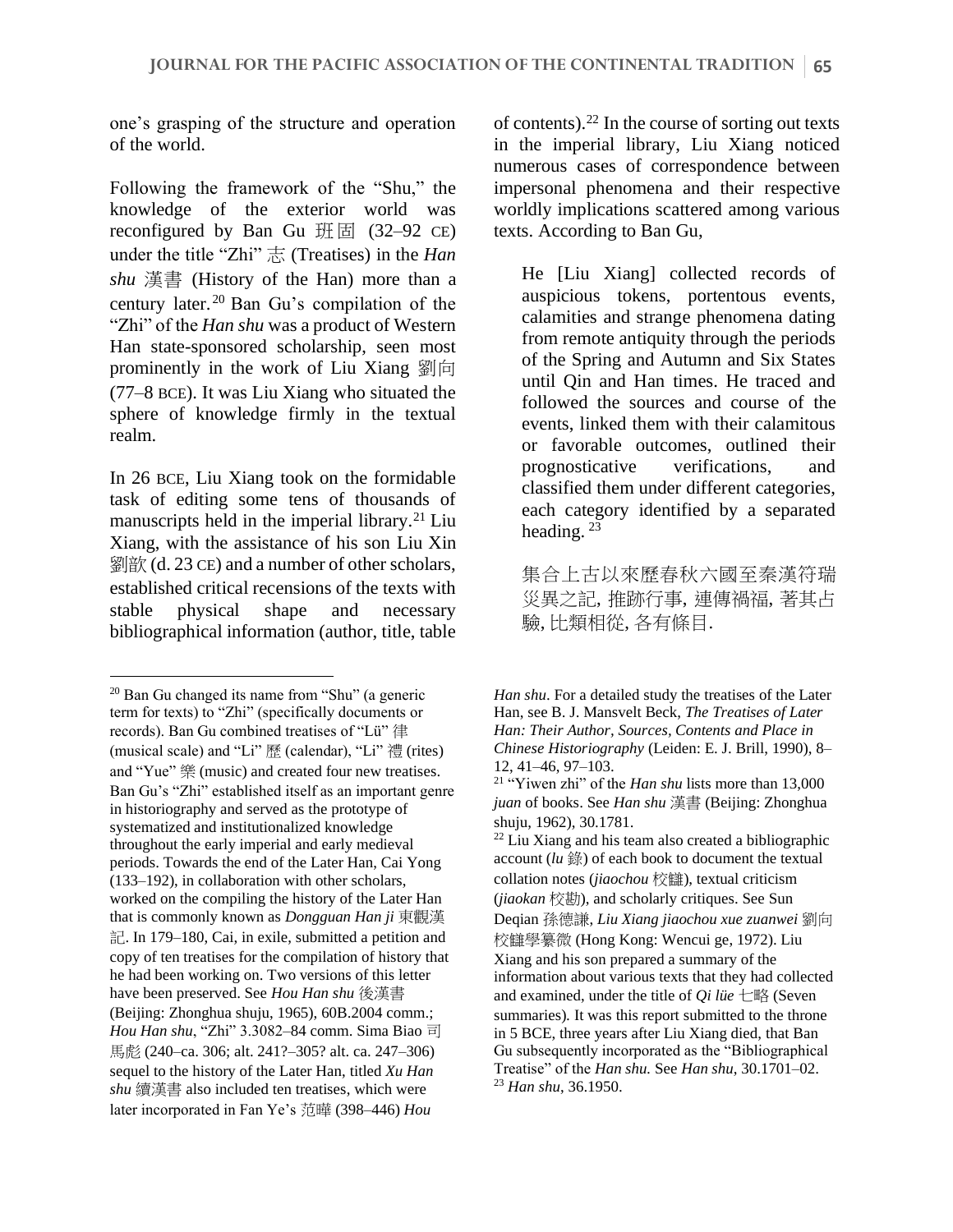one's grasping of the structure and operation of the world.

Following the framework of the "Shu," the knowledge of the exterior world was reconfigured by Ban Gu 班固 (32–92 CE) under the title "Zhi" 志 (Treatises) in the *Han shu* 漢書 (History of the Han) more than a century later.[20] Ban Gu's compilation of the "Zhi" of the *Han shu* was a product of Western Han state-sponsored scholarship, seen most prominently in the work of Liu Xiang 劉向 (77–8 BCE). It was Liu Xiang who situated the sphere of knowledge firmly in the textual realm.

In 26 BCE, Liu Xiang took on the formidable task of editing some tens of thousands of manuscripts held in the imperial library.[21] Liu Xiang, with the assistance of his son Liu Xin 劉歆 (d. 23 CE) and a number of other scholars, established critical recensions of the texts with stable physical shape and necessary bibliographical information (author, title, table of contents).[22] In the course of sorting out texts in the imperial library, Liu Xiang noticed numerous cases of correspondence between impersonal phenomena and their respective worldly implications scattered among various texts. According to Ban Gu,

> He [Liu Xiang] collected records of auspicious tokens, portentous events, calamities and strange phenomena dating from remote antiquity through the periods of the Spring and Autumn and Six States until Qin and Han times. He traced and followed the sources and course of the events, linked them with their calamitous or favorable outcomes, outlined their prognosticative verifications, and classified them under different categories, each category identified by a separated heading.[23]
>
> 集合上古以來歷春秋六國至秦漢符瑞災異之記, 推跡行事, 連傳禍福, 著其占驗, 比類相從, 各有條目.

---

[20] Ban Gu changed its name from "Shu" (a generic term for texts) to "Zhi" (specifically documents or records). Ban Gu combined treatises of "Lü" 律 (musical scale) and "Li" 歷 (calendar), "Li" 禮 (rites) and "Yue" 樂 (music) and created four new treatises. Ban Gu's "Zhi" established itself as an important genre in historiography and served as the prototype of systematized and institutionalized knowledge throughout the early imperial and early medieval periods. Towards the end of the Later Han, Cai Yong (133–192), in collaboration with other scholars, worked on the compiling the history of the Later Han that is commonly known as *Dongguan Han ji* 東觀漢記. In 179–180, Cai, in exile, submitted a petition and copy of ten treatises for the compilation of history that he had been working on. Two versions of this letter have been preserved. See *Hou Han shu* 後漢書 (Beijing: Zhonghua shuju, 1965), 60B.2004 comm.; *Hou Han shu*, "Zhi" 3.3082–84 comm. Sima Biao 司馬彪 (240–ca. 306; alt. 241?–305? alt. ca. 247–306) sequel to the history of the Later Han, titled *Xu Han shu* 續漢書 also included ten treatises, which were later incorporated in Fan Ye's 范曄 (398–446) *Hou Han shu*. For a detailed study the treatises of the Later Han, see B. J. Mansvelt Beck, *The Treatises of Later Han: Their Author, Sources, Contents and Place in Chinese Historiography* (Leiden: E. J. Brill, 1990), 8–12, 41–46, 97–103.

[21] "Yiwen zhi" of the *Han shu* lists more than 13,000 *juan* of books. See *Han shu* 漢書 (Beijing: Zhonghua shuju, 1962), 30.1781.

[22] Liu Xiang and his team also created a bibliographic account (*lu* 錄) of each book to document the textual collation notes (*jiaochou* 校讎), textual criticism (*jiaokan* 校勘), and scholarly critiques. See Sun Deqian 孫德謙, *Liu Xiang jiaochou xue zuanwei* 劉向校讎學纂微 (Hong Kong: Wencui ge, 1972). Liu Xiang and his son prepared a summary of the information about various texts that they had collected and examined, under the title of *Qi lüe* 七略 (Seven summaries). It was this report submitted to the throne in 5 BCE, three years after Liu Xiang died, that Ban Gu subsequently incorporated as the "Bibliographical Treatise" of the *Han shu.* See *Han shu*, 30.1701–02.

[23] *Han shu*, 36.1950.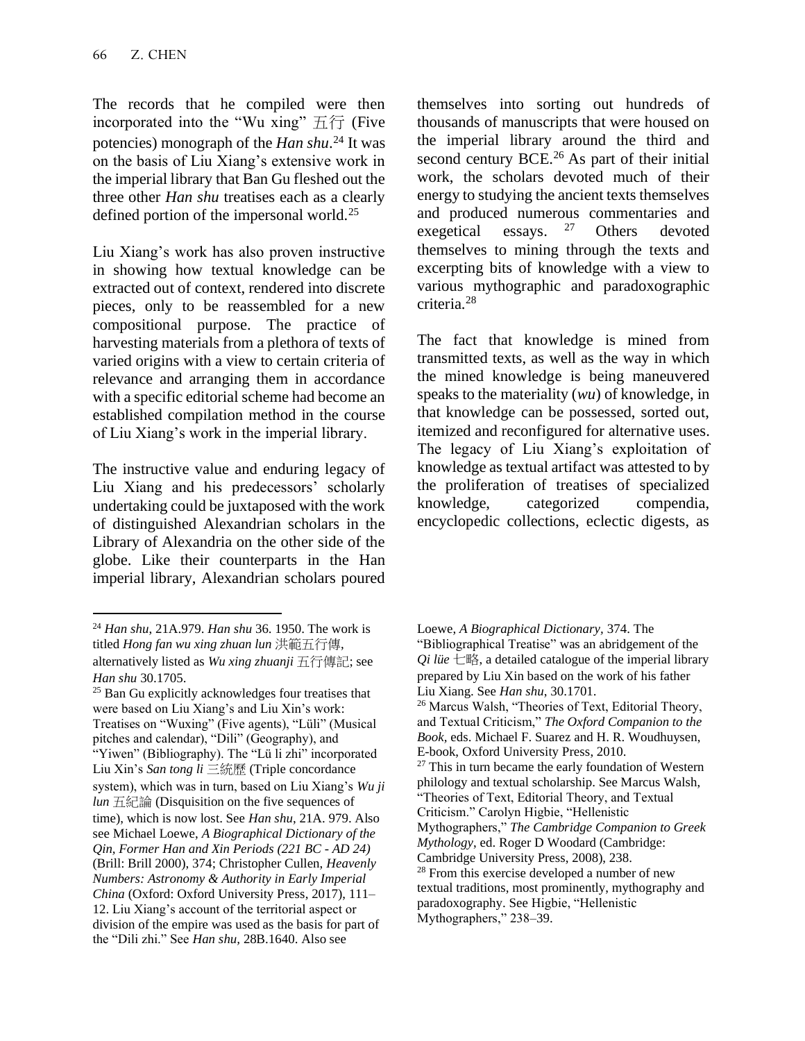The records that he compiled were then incorporated into the "Wu xing" 五行 (Five potencies) monograph of the *Han shu*.[24] It was on the basis of Liu Xiang's extensive work in the imperial library that Ban Gu fleshed out the three other *Han shu* treatises each as a clearly defined portion of the impersonal world.[25]

Liu Xiang's work has also proven instructive in showing how textual knowledge can be extracted out of context, rendered into discrete pieces, only to be reassembled for a new compositional purpose. The practice of harvesting materials from a plethora of texts of varied origins with a view to certain criteria of relevance and arranging them in accordance with a specific editorial scheme had become an established compilation method in the course of Liu Xiang's work in the imperial library.

The instructive value and enduring legacy of Liu Xiang and his predecessors' scholarly undertaking could be juxtaposed with the work of distinguished Alexandrian scholars in the Library of Alexandria on the other side of the globe. Like their counterparts in the Han imperial library, Alexandrian scholars poured themselves into sorting out hundreds of thousands of manuscripts that were housed on the imperial library around the third and second century BCE.[26] As part of their initial work, the scholars devoted much of their energy to studying the ancient texts themselves and produced numerous commentaries and exegetical essays.[27] Others devoted themselves to mining through the texts and excerpting bits of knowledge with a view to various mythographic and paradoxographic criteria.[28]

The fact that knowledge is mined from transmitted texts, as well as the way in which the mined knowledge is being maneuvered speaks to the materiality (*wu*) of knowledge, in that knowledge can be possessed, sorted out, itemized and reconfigured for alternative uses. The legacy of Liu Xiang's exploitation of knowledge as textual artifact was attested to by the proliferation of treatises of specialized knowledge, categorized compendia, encyclopedic collections, eclectic digests, as

---

[24] *Han shu*, 21A.979. *Han shu* 36. 1950. The work is titled *Hong fan wu xing zhuan lun* 洪範五行傳, alternatively listed as *Wu xing zhuanji* 五行傳記; see *Han shu* 30.1705.

[25] Ban Gu explicitly acknowledges four treatises that were based on Liu Xiang's and Liu Xin's work: Treatises on "Wuxing" (Five agents), "Lüli" (Musical pitches and calendar), "Dili" (Geography), and "Yiwen" (Bibliography). The "Lü li zhi" incorporated Liu Xin's *San tong li* 三統歷 (Triple concordance system), which was in turn, based on Liu Xiang's *Wu ji lun* 五紀論 (Disquisition on the five sequences of time), which is now lost. See *Han shu*, 21A. 979. Also see Michael Loewe, *A Biographical Dictionary of the Qin, Former Han and Xin Periods (221 BC - AD 24)* (Brill: Brill 2000), 374; Christopher Cullen, *Heavenly Numbers: Astronomy & Authority in Early Imperial China* (Oxford: Oxford University Press, 2017), 111–12. Liu Xiang's account of the territorial aspect or division of the empire was used as the basis for part of the "Dili zhi." See *Han shu*, 28B.1640. Also see Loewe, *A Biographical Dictionary*, 374. The "Bibliographical Treatise" was an abridgement of the *Qi lüe* 七略, a detailed catalogue of the imperial library prepared by Liu Xin based on the work of his father Liu Xiang. See *Han shu*, 30.1701.

[26] Marcus Walsh, "Theories of Text, Editorial Theory, and Textual Criticism," *The Oxford Companion to the Book*, eds. Michael F. Suarez and H. R. Woudhuysen, E-book, Oxford University Press, 2010.

[27] This in turn became the early foundation of Western philology and textual scholarship. See Marcus Walsh, "Theories of Text, Editorial Theory, and Textual Criticism." Carolyn Higbie, "Hellenistic Mythographers," *The Cambridge Companion to Greek Mythology*, ed. Roger D Woodard (Cambridge: Cambridge University Press, 2008), 238.

[28] From this exercise developed a number of new textual traditions, most prominently, mythography and paradoxography. See Higbie, "Hellenistic Mythographers," 238–39.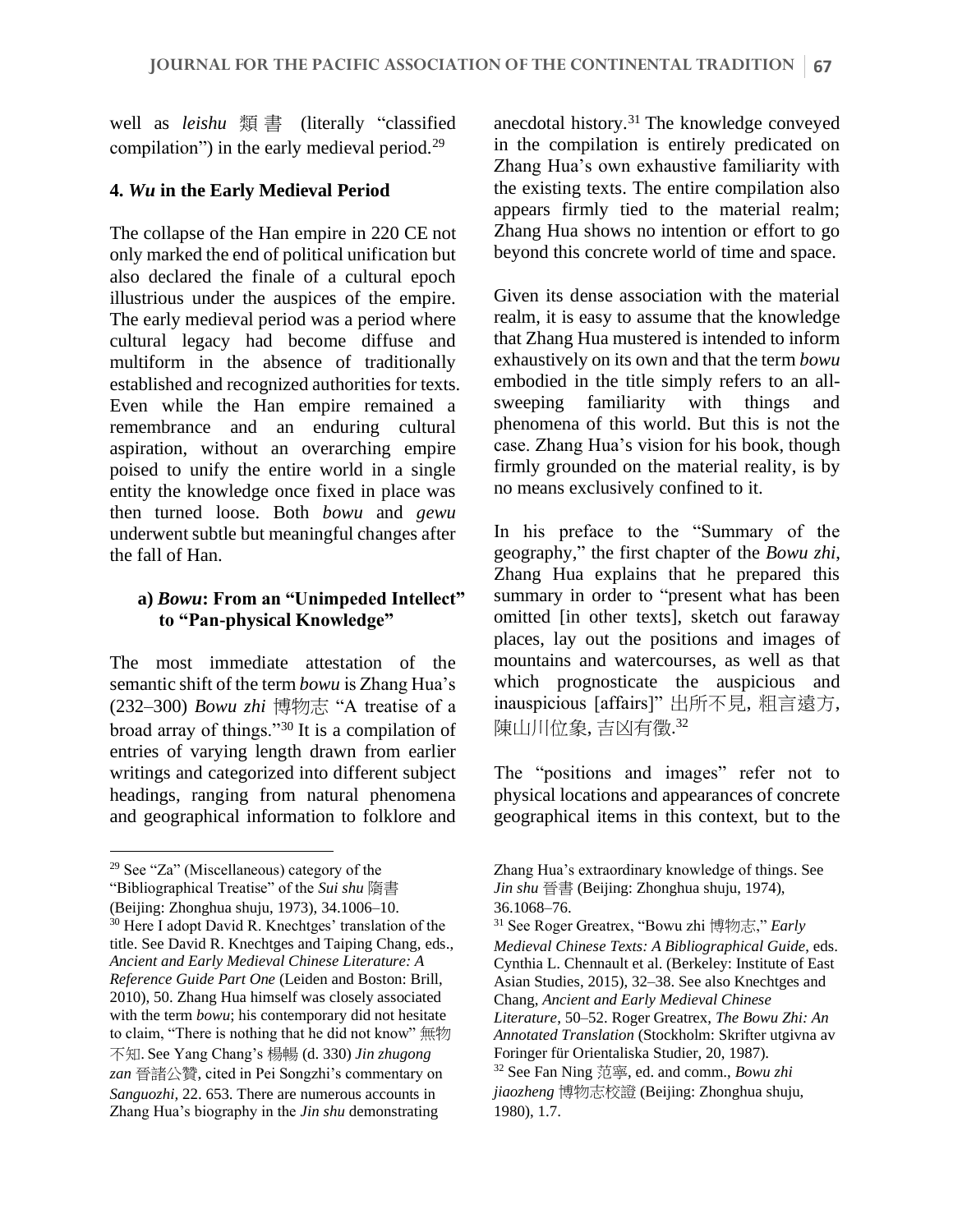well as *leishu* 類書 (literally "classified compilation") in the early medieval period.[29]

## 4. *Wu* in the Early Medieval Period

The collapse of the Han empire in 220 CE not only marked the end of political unification but also declared the finale of a cultural epoch illustrious under the auspices of the empire. The early medieval period was a period where cultural legacy had become diffuse and multiform in the absence of traditionally established and recognized authorities for texts. Even while the Han empire remained a remembrance and an enduring cultural aspiration, without an overarching empire poised to unify the entire world in a single entity the knowledge once fixed in place was then turned loose. Both *bowu* and *gewu* underwent subtle but meaningful changes after the fall of Han.

### a) *Bowu*: From an "Unimpeded Intellect" to "Pan-physical Knowledge"

The most immediate attestation of the semantic shift of the term *bowu* is Zhang Hua's (232–300) *Bowu zhi* 博物志 "A treatise of a broad array of things."[30] It is a compilation of entries of varying length drawn from earlier writings and categorized into different subject headings, ranging from natural phenomena and geographical information to folklore and anecdotal history.[31] The knowledge conveyed in the compilation is entirely predicated on Zhang Hua's own exhaustive familiarity with the existing texts. The entire compilation also appears firmly tied to the material realm; Zhang Hua shows no intention or effort to go beyond this concrete world of time and space.

Given its dense association with the material realm, it is easy to assume that the knowledge that Zhang Hua mustered is intended to inform exhaustively on its own and that the term *bowu* embodied in the title simply refers to an all-sweeping familiarity with things and phenomena of this world. But this is not the case. Zhang Hua's vision for his book, though firmly grounded on the material reality, is by no means exclusively confined to it.

In his preface to the "Summary of the geography," the first chapter of the *Bowu zhi*, Zhang Hua explains that he prepared this summary in order to "present what has been omitted [in other texts], sketch out faraway places, lay out the positions and images of mountains and watercourses, as well as that which prognosticate the auspicious and inauspicious [affairs]" 出所不見, 粗言遠方, 陳山川位象, 吉凶有徵.[32]

The "positions and images" refer not to physical locations and appearances of concrete geographical items in this context, but to the

---

[29] See "Za" (Miscellaneous) category of the "Bibliographical Treatise" of the *Sui shu* 隋書 (Beijing: Zhonghua shuju, 1973), 34.1006–10.

[30] Here I adopt David R. Knechtges' translation of the title. See David R. Knechtges and Taiping Chang, eds., *Ancient and Early Medieval Chinese Literature: A Reference Guide Part One* (Leiden and Boston: Brill, 2010), 50. Zhang Hua himself was closely associated with the term *bowu*; his contemporary did not hesitate to claim, "There is nothing that he did not know" 無物不知. See Yang Chang's 楊暢 (d. 330) *Jin zhugong zan* 晉諸公贊, cited in Pei Songzhi's commentary on *Sanguozhi*, 22. 653. There are numerous accounts in Zhang Hua's biography in the *Jin shu* demonstrating Zhang Hua's extraordinary knowledge of things. See *Jin shu* 晉書 (Beijing: Zhonghua shuju, 1974), 36.1068–76.

[31] See Roger Greatrex, "Bowu zhi 博物志," *Early Medieval Chinese Texts: A Bibliographical Guide*, eds. Cynthia L. Chennault et al. (Berkeley: Institute of East Asian Studies, 2015), 32–38. See also Knechtges and Chang, *Ancient and Early Medieval Chinese Literature*, 50–52. Roger Greatrex, *The Bowu Zhi: An Annotated Translation* (Stockholm: Skrifter utgivna av Foringer für Orientaliska Studier, 20, 1987).

[32] See Fan Ning 范寧, ed. and comm., *Bowu zhi jiaozheng* 博物志校證 (Beijing: Zhonghua shuju, 1980), 1.7.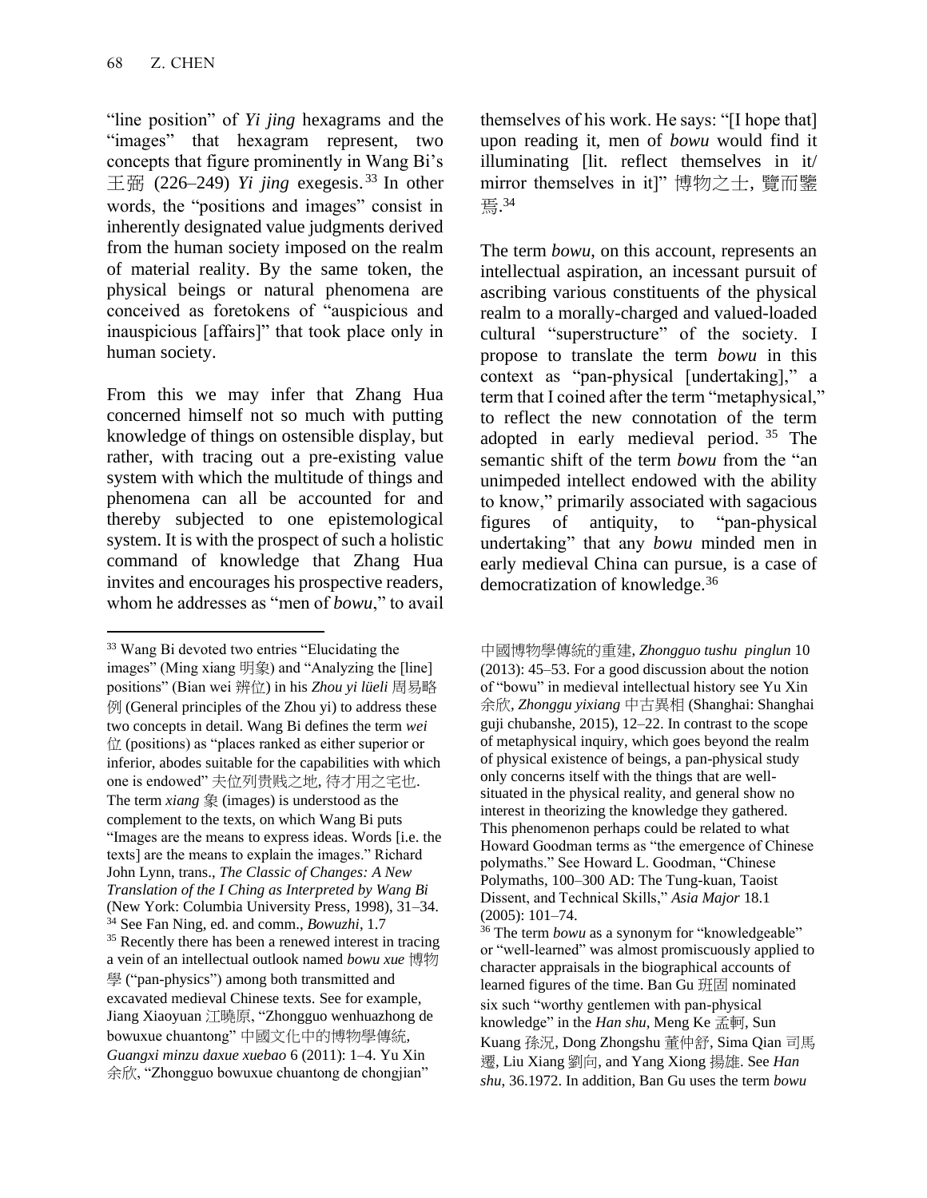"line position" of *Yi jing* hexagrams and the "images" that hexagram represent, two concepts that figure prominently in Wang Bi's 王弼 (226–249) *Yi jing* exegesis.[33] In other words, the "positions and images" consist in inherently designated value judgments derived from the human society imposed on the realm of material reality. By the same token, the physical beings or natural phenomena are conceived as foretokens of "auspicious and inauspicious [affairs]" that took place only in human society.

From this we may infer that Zhang Hua concerned himself not so much with putting knowledge of things on ostensible display, but rather, with tracing out a pre-existing value system with which the multitude of things and phenomena can all be accounted for and thereby subjected to one epistemological system. It is with the prospect of such a holistic command of knowledge that Zhang Hua invites and encourages his prospective readers, whom he addresses as "men of *bowu*," to avail themselves of his work. He says: "[I hope that] upon reading it, men of *bowu* would find it illuminating [lit. reflect themselves in it/ mirror themselves in it]" 博物之士, 覽而鑒焉.[34]

The term *bowu*, on this account, represents an intellectual aspiration, an incessant pursuit of ascribing various constituents of the physical realm to a morally-charged and valued-loaded cultural "superstructure" of the society. I propose to translate the term *bowu* in this context as "pan-physical [undertaking]," a term that I coined after the term "metaphysical," to reflect the new connotation of the term adopted in early medieval period.[35] The semantic shift of the term *bowu* from the "an unimpeded intellect endowed with the ability to know," primarily associated with sagacious figures of antiquity, to "pan-physical undertaking" that any *bowu* minded men in early medieval China can pursue, is a case of democratization of knowledge.[36]

---

[33] Wang Bi devoted two entries "Elucidating the images" (Ming xiang 明象) and "Analyzing the [line] positions" (Bian wei 辨位) in his *Zhou yi lüeli* 周易略例 (General principles of the Zhou yi) to address these two concepts in detail. Wang Bi defines the term *wei* 位 (positions) as "places ranked as either superior or inferior, abodes suitable for the capabilities with which one is endowed" 夫位列贵贱之地, 待才用之宅也. The term *xiang* 象 (images) is understood as the complement to the texts, on which Wang Bi puts "Images are the means to express ideas. Words [i.e. the texts] are the means to explain the images." Richard John Lynn, trans., *The Classic of Changes: A New Translation of the I Ching as Interpreted by Wang Bi* (New York: Columbia University Press, 1998), 31–34.

[34] See Fan Ning, ed. and comm., *Bowuzhi*, 1.7

[35] Recently there has been a renewed interest in tracing a vein of an intellectual outlook named *bowu xue* 博物學 ("pan-physics") among both transmitted and excavated medieval Chinese texts. See for example, Jiang Xiaoyuan 江曉原, "Zhongguo wenhuazhong de bowuxue chuantong" 中國文化中的博物學傳統, *Guangxi minzu daxue xuebao* 6 (2011): 1–4. Yu Xin 余欣, "Zhongguo bowuxue chuantong de chongjian" 中國博物學傳統的重建, *Zhongguo tushu pinglun* 10 (2013): 45–53. For a good discussion about the notion of "bowu" in medieval intellectual history see Yu Xin 余欣, *Zhonggu yixiang* 中古異相 (Shanghai: Shanghai guji chubanshe, 2015), 12–22. In contrast to the scope of metaphysical inquiry, which goes beyond the realm of physical existence of beings, a pan-physical study only concerns itself with the things that are well-situated in the physical reality, and general show no interest in theorizing the knowledge they gathered. This phenomenon perhaps could be related to what Howard Goodman terms as "the emergence of Chinese polymaths." See Howard L. Goodman, "Chinese Polymaths, 100–300 AD: The Tung-kuan, Taoist Dissent, and Technical Skills," *Asia Major* 18.1 (2005): 101–74.

[36] The term *bowu* as a synonym for "knowledgeable" or "well-learned" was almost promiscuously applied to character appraisals in the biographical accounts of learned figures of the time. Ban Gu 班固 nominated six such "worthy gentlemen with pan-physical knowledge" in the *Han shu*, Meng Ke 孟軻, Sun Kuang 孫況, Dong Zhongshu 董仲舒, Sima Qian 司馬遷, Liu Xiang 劉向, and Yang Xiong 揚雄. See *Han shu*, 36.1972. In addition, Ban Gu uses the term *bowu*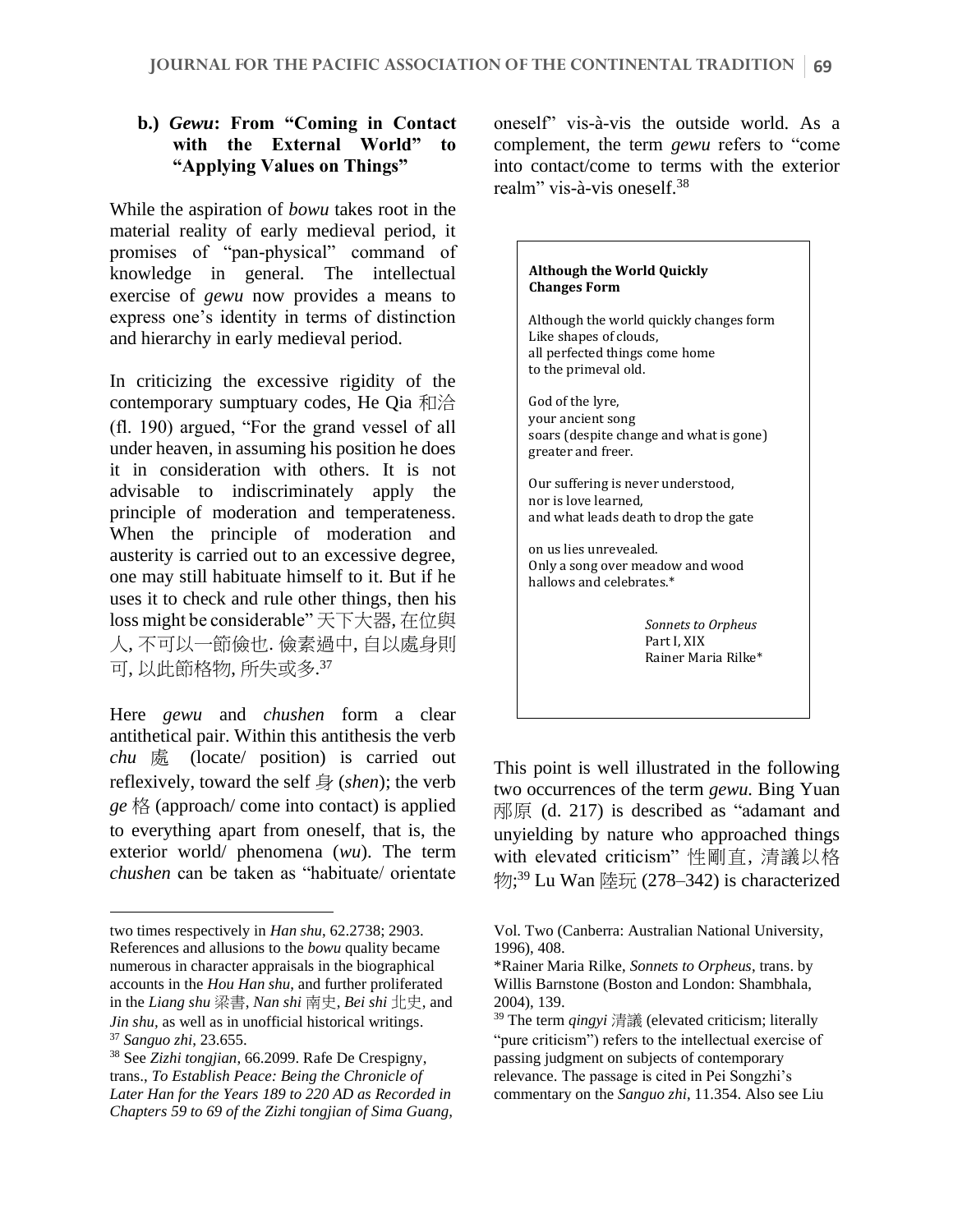### b.) *Gewu*: From "Coming in Contact with the External World" to "Applying Values on Things"

While the aspiration of *bowu* takes root in the material reality of early medieval period, it promises of "pan-physical" command of knowledge in general. The intellectual exercise of *gewu* now provides a means to express one's identity in terms of distinction and hierarchy in early medieval period.

In criticizing the excessive rigidity of the contemporary sumptuary codes, He Qia 和洽 (fl. 190) argued, "For the grand vessel of all under heaven, in assuming his position he does it in consideration with others. It is not advisable to indiscriminately apply the principle of moderation and temperateness. When the principle of moderation and austerity is carried out to an excessive degree, one may still habituate himself to it. But if he uses it to check and rule other things, then his loss might be considerable" 天下大器, 在位與人, 不可以一節儉也. 儉素過中, 自以處身則可, 以此節格物, 所失或多.[37]

Here *gewu* and *chushen* form a clear antithetical pair. Within this antithesis the verb *chu* 處 (locate/ position) is carried out reflexively, toward the self 身 (*shen*); the verb *ge* 格 (approach/ come into contact) is applied to everything apart from oneself, that is, the exterior world/ phenomena (*wu*). The term *chushen* can be taken as "habituate/ orientate oneself" vis-à-vis the outside world. As a complement, the term *gewu* refers to "come into contact/come to terms with the exterior realm" vis-à-vis oneself.[38]

> **Although the World Quickly Changes Form**
>
> Although the world quickly changes form
> Like shapes of clouds,
> all perfected things come home
> to the primeval old.
>
> God of the lyre,
> your ancient song
> soars (despite change and what is gone)
> greater and freer.
>
> Our suffering is never understood,
> nor is love learned,
> and what leads death to drop the gate
>
> on us lies unrevealed.
> Only a song over meadow and wood
> hallows and celebrates.*
>
> *Sonnets to Orpheus*
> Part I, XIX
> Rainer Maria Rilke*

This point is well illustrated in the following two occurrences of the term *gewu*. Bing Yuan 邴原 (d. 217) is described as "adamant and unyielding by nature who approached things with elevated criticism" 性剛直, 清議以格物;[39] Lu Wan 陸玩 (278–342) is characterized

---

two times respectively in *Han shu*, 62.2738; 2903. References and allusions to the *bowu* quality became numerous in character appraisals in the biographical accounts in the *Hou Han shu*, and further proliferated in the *Liang shu* 梁書, *Nan shi* 南史, *Bei shi* 北史, and *Jin shu*, as well as in unofficial historical writings.

[37] *Sanguo zhi*, 23.655.

[38] See *Zizhi tongjian*, 66.2099. Rafe De Crespigny, trans., *To Establish Peace: Being the Chronicle of Later Han for the Years 189 to 220 AD as Recorded in Chapters 59 to 69 of the Zizhi tongjian of Sima Guang*, Vol. Two (Canberra: Australian National University, 1996), 408.

*Rainer Maria Rilke, *Sonnets to Orpheus*, trans. by Willis Barnstone (Boston and London: Shambhala, 2004), 139.

[39] The term *qingyi* 清議 (elevated criticism; literally "pure criticism") refers to the intellectual exercise of passing judgment on subjects of contemporary relevance. The passage is cited in Pei Songzhi's commentary on the *Sanguo zhi*, 11.354. Also see Liu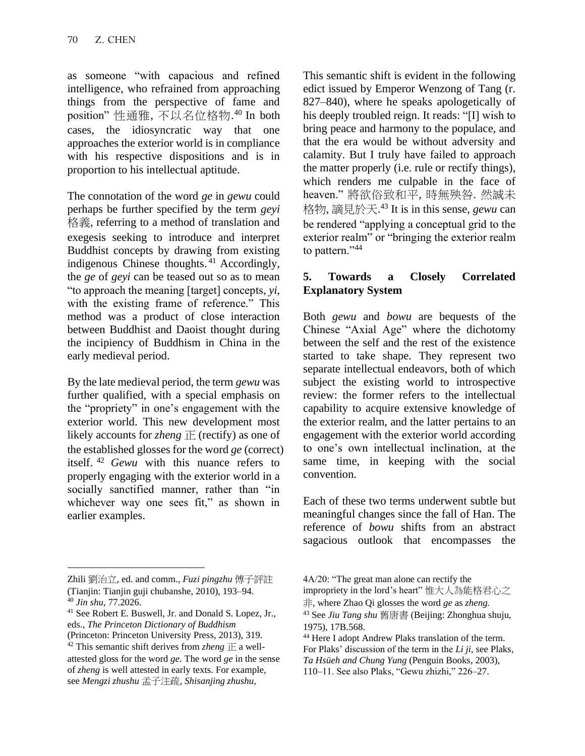as someone "with capacious and refined intelligence, who refrained from approaching things from the perspective of fame and position" 性通雅，不以名位格物.[40] In both cases, the idiosyncratic way that one approaches the exterior world is in compliance with his respective dispositions and is in proportion to his intellectual aptitude.

The connotation of the word *ge* in *gewu* could perhaps be further specified by the term *geyi* 格義, referring to a method of translation and exegesis seeking to introduce and interpret Buddhist concepts by drawing from existing indigenous Chinese thoughts.[41] Accordingly, the *ge* of *geyi* can be teased out so as to mean "to approach the meaning [target] concepts, *yi*, with the existing frame of reference." This method was a product of close interaction between Buddhist and Daoist thought during the incipiency of Buddhism in China in the early medieval period.

By the late medieval period, the term *gewu* was further qualified, with a special emphasis on the "propriety" in one's engagement with the exterior world. This new development most likely accounts for *zheng* 正 (rectify) as one of the established glosses for the word *ge* (correct) itself.[42] *Gewu* with this nuance refers to properly engaging with the exterior world in a socially sanctified manner, rather than "in whichever way one sees fit," as shown in earlier examples.

This semantic shift is evident in the following edict issued by Emperor Wenzong of Tang (r. 827–840), where he speaks apologetically of his deeply troubled reign. It reads: "[I] wish to bring peace and harmony to the populace, and that the era would be without adversity and calamity. But I truly have failed to approach the matter properly (i.e. rule or rectify things), which renders me culpable in the face of heaven." 將欲俗致和平，時無殃咎. 然誠未格物，譴見於天.[43] It is in this sense, *gewu* can be rendered "applying a conceptual grid to the exterior realm" or "bringing the exterior realm to pattern."[44]

## 5. Towards a Closely Correlated Explanatory System

Both *gewu* and *bowu* are bequests of the Chinese "Axial Age" where the dichotomy between the self and the rest of the existence started to take shape. They represent two separate intellectual endeavors, both of which subject the existing world to introspective review: the former refers to the intellectual capability to acquire extensive knowledge of the exterior realm, and the latter pertains to an engagement with the exterior world according to one's own intellectual inclination, at the same time, in keeping with the social convention.

Each of these two terms underwent subtle but meaningful changes since the fall of Han. The reference of *bowu* shifts from an abstract sagacious outlook that encompasses the

---

Zhili 劉治立, ed. and comm., *Fuzi pingzhu* 傅子評註 (Tianjin: Tianjin guji chubanshe, 2010), 193–94.

[40] *Jin shu*, 77.2026.

[41] See Robert E. Buswell, Jr. and Donald S. Lopez, Jr., eds., *The Princeton Dictionary of Buddhism* (Princeton: Princeton University Press, 2013), 319.

[42] This semantic shift derives from *zheng* 正 a well-attested gloss for the word *ge*. The word *ge* in the sense of *zheng* is well attested in early texts. For example, see *Mengzi zhushu* 孟子注疏, *Shisanjing zhushu*, 4A/20: "The great man alone can rectify the impropriety in the lord's heart" 惟大人為能格君心之非, where Zhao Qi glosses the word *ge* as *zheng.*

[43] See *Jiu Tang shu* 舊唐書 (Beijing: Zhonghua shuju, 1975), 17B.568.

[44] Here I adopt Andrew Plaks translation of the term. For Plaks' discussion of the term in the *Li ji*, see Plaks, *Ta Hsüeh and Chung Yung* (Penguin Books, 2003), 110–11. See also Plaks, "Gewu zhizhi," 226–27.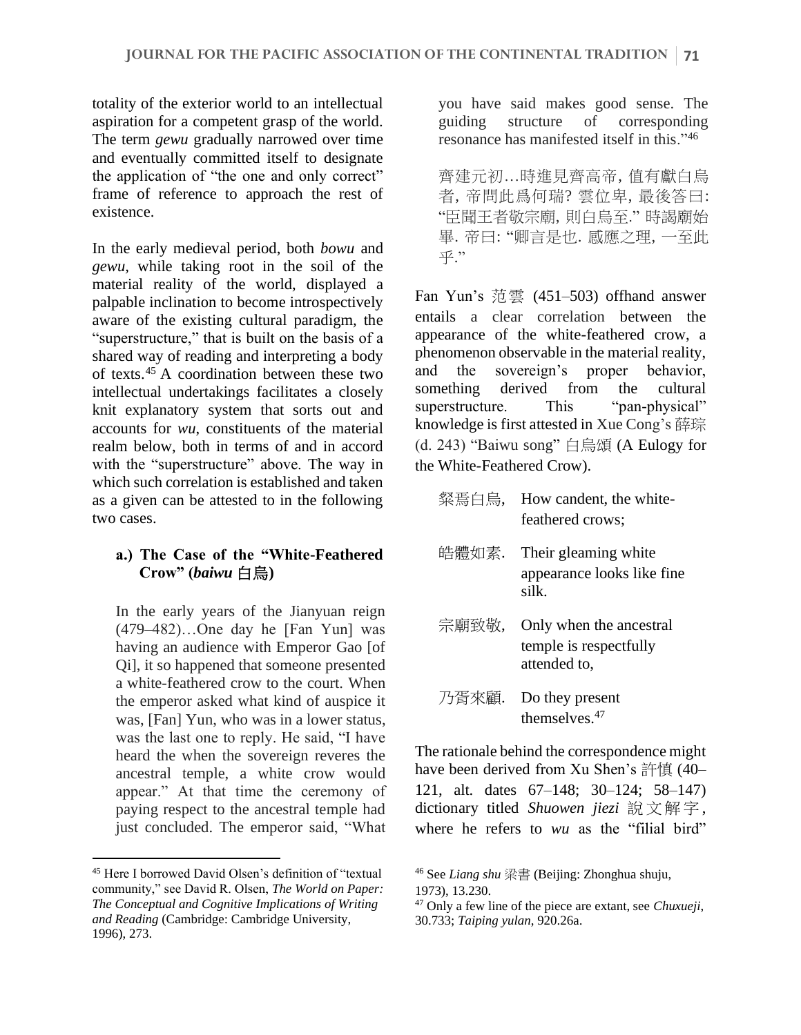totality of the exterior world to an intellectual aspiration for a competent grasp of the world. The term *gewu* gradually narrowed over time and eventually committed itself to designate the application of "the one and only correct" frame of reference to approach the rest of existence.

In the early medieval period, both *bowu* and *gewu*, while taking root in the soil of the material reality of the world, displayed a palpable inclination to become introspectively aware of the existing cultural paradigm, the "superstructure," that is built on the basis of a shared way of reading and interpreting a body of texts.[45] A coordination between these two intellectual undertakings facilitates a closely knit explanatory system that sorts out and accounts for *wu*, constituents of the material realm below, both in terms of and in accord with the "superstructure" above. The way in which such correlation is established and taken as a given can be attested to in the following two cases.

### a.) The Case of the "White-Feathered Crow" (*baiwu* 白烏)

> In the early years of the Jianyuan reign (479–482)…One day he [Fan Yun] was having an audience with Emperor Gao [of Qi], it so happened that someone presented a white-feathered crow to the court. When the emperor asked what kind of auspice it was, [Fan] Yun, who was in a lower status, was the last one to reply. He said, "I have heard the when the sovereign reveres the ancestral temple, a white crow would appear." At that time the ceremony of paying respect to the ancestral temple had just concluded. The emperor said, "What you have said makes good sense. The guiding structure of corresponding resonance has manifested itself in this."[46]
>
> 齊建元初…時進見齊高帝, 值有獻白烏者, 帝問此爲何瑞? 雲位卑, 最後答曰: "臣聞王者敬宗廟, 則白烏至." 時謁廟始畢. 帝曰: "卿言是也. 感應之理, 一至此乎."

Fan Yun's 范雲 (451–503) offhand answer entails a clear correlation between the appearance of the white-feathered crow, a phenomenon observable in the material reality, and the sovereign's proper behavior, something derived from the cultural superstructure. This "pan-physical" knowledge is first attested in Xue Cong's 薛琮 (d. 243) "Baiwu song" 白烏頌 (A Eulogy for the White-Feathered Crow).

| | |
|---|---|
| 粲焉白烏, | How candent, the white-feathered crows; |
| 皓體如素. | Their gleaming white appearance looks like fine silk. |
| 宗廟致敬, | Only when the ancestral temple is respectfully attended to, |
| 乃胥來顧. | Do they present themselves.[47] |

The rationale behind the correspondence might have been derived from Xu Shen's 許慎 (40–121, alt. dates 67–148; 30–124; 58–147) dictionary titled *Shuowen jiezi* 說文解字, where he refers to *wu* as the "filial bird"

---

[45] Here I borrowed David Olsen's definition of "textual community," see David R. Olsen, *The World on Paper: The Conceptual and Cognitive Implications of Writing and Reading* (Cambridge: Cambridge University, 1996), 273.

[46] See *Liang shu* 梁書 (Beijing: Zhonghua shuju, 1973), 13.230.

[47] Only a few line of the piece are extant, see *Chuxueji*, 30.733; *Taiping yulan*, 920.26a.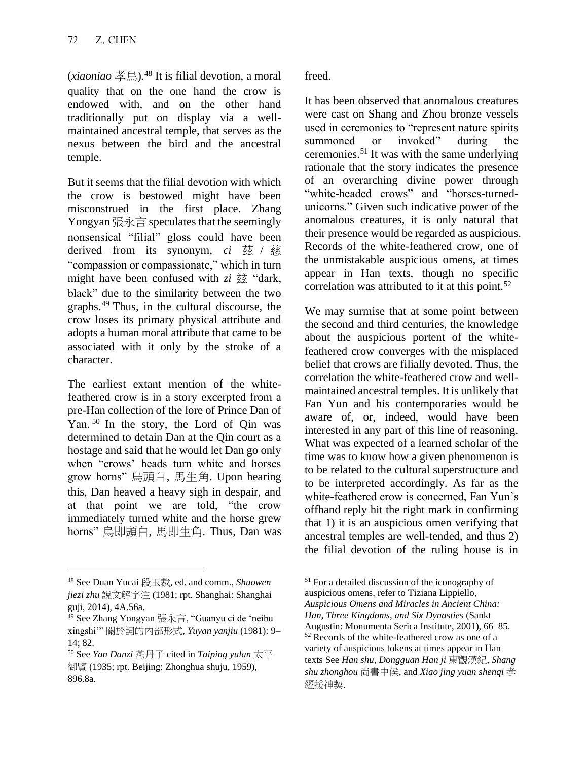(*xiaoniao* 孝鳥).[48] It is filial devotion, a moral quality that on the one hand the crow is endowed with, and on the other hand traditionally put on display via a well-maintained ancestral temple, that serves as the nexus between the bird and the ancestral temple.

But it seems that the filial devotion with which the crow is bestowed might have been misconstrued in the first place. Zhang Yongyan 張永言 speculates that the seemingly nonsensical "filial" gloss could have been derived from its synonym, *ci* 茲 / 慈 "compassion or compassionate," which in turn might have been confused with *zi* 玆 "dark, black" due to the similarity between the two graphs.[49] Thus, in the cultural discourse, the crow loses its primary physical attribute and adopts a human moral attribute that came to be associated with it only by the stroke of a character.

The earliest extant mention of the white-feathered crow is in a story excerpted from a pre-Han collection of the lore of Prince Dan of Yan.[50] In the story, the Lord of Qin was determined to detain Dan at the Qin court as a hostage and said that he would let Dan go only when "crows' heads turn white and horses grow horns" 烏頭白, 馬生角. Upon hearing this, Dan heaved a heavy sigh in despair, and at that point we are told, "the crow immediately turned white and the horse grew horns" 烏即頭白, 馬即生角. Thus, Dan was freed.

It has been observed that anomalous creatures were cast on Shang and Zhou bronze vessels used in ceremonies to "represent nature spirits summoned or invoked" during the ceremonies.[51] It was with the same underlying rationale that the story indicates the presence of an overarching divine power through "white-headed crows" and "horses-turned-unicorns." Given such indicative power of the anomalous creatures, it is only natural that their presence would be regarded as auspicious. Records of the white-feathered crow, one of the unmistakable auspicious omens, at times appear in Han texts, though no specific correlation was attributed to it at this point.[52]

We may surmise that at some point between the second and third centuries, the knowledge about the auspicious portent of the white-feathered crow converges with the misplaced belief that crows are filially devoted. Thus, the correlation the white-feathered crow and well-maintained ancestral temples. It is unlikely that Fan Yun and his contemporaries would be aware of, or, indeed, would have been interested in any part of this line of reasoning. What was expected of a learned scholar of the time was to know how a given phenomenon is to be related to the cultural superstructure and to be interpreted accordingly. As far as the white-feathered crow is concerned, Fan Yun's offhand reply hit the right mark in confirming that 1) it is an auspicious omen verifying that ancestral temples are well-tended, and thus 2) the filial devotion of the ruling house is in

---

[48] See Duan Yucai 段玉裁, ed. and comm., *Shuowen jiezi zhu* 說文解字注 (1981; rpt. Shanghai: Shanghai guji, 2014), 4A.56a.

[49] See Zhang Yongyan 張永言, "Guanyu ci de 'neibu xingshi'" 關於詞的內部形式, *Yuyan yanjiu* (1981): 9–14; 82.

[50] See *Yan Danzi* 燕丹子 cited in *Taiping yulan* 太平御覽 (1935; rpt. Beijing: Zhonghua shuju, 1959), 896.8a.

[51] For a detailed discussion of the iconography of auspicious omens, refer to Tiziana Lippiello, *Auspicious Omens and Miracles in Ancient China: Han, Three Kingdoms, and Six Dynasties* (Sankt Augustin: Monumenta Serica Institute, 2001), 66–85.

[52] Records of the white-feathered crow as one of a variety of auspicious tokens at times appear in Han texts See *Han shu*, *Dongguan Han ji* 東觀漢紀, *Shang shu zhonghou* 尚書中侯, and *Xiao jing yuan shenqi* 孝經援神契.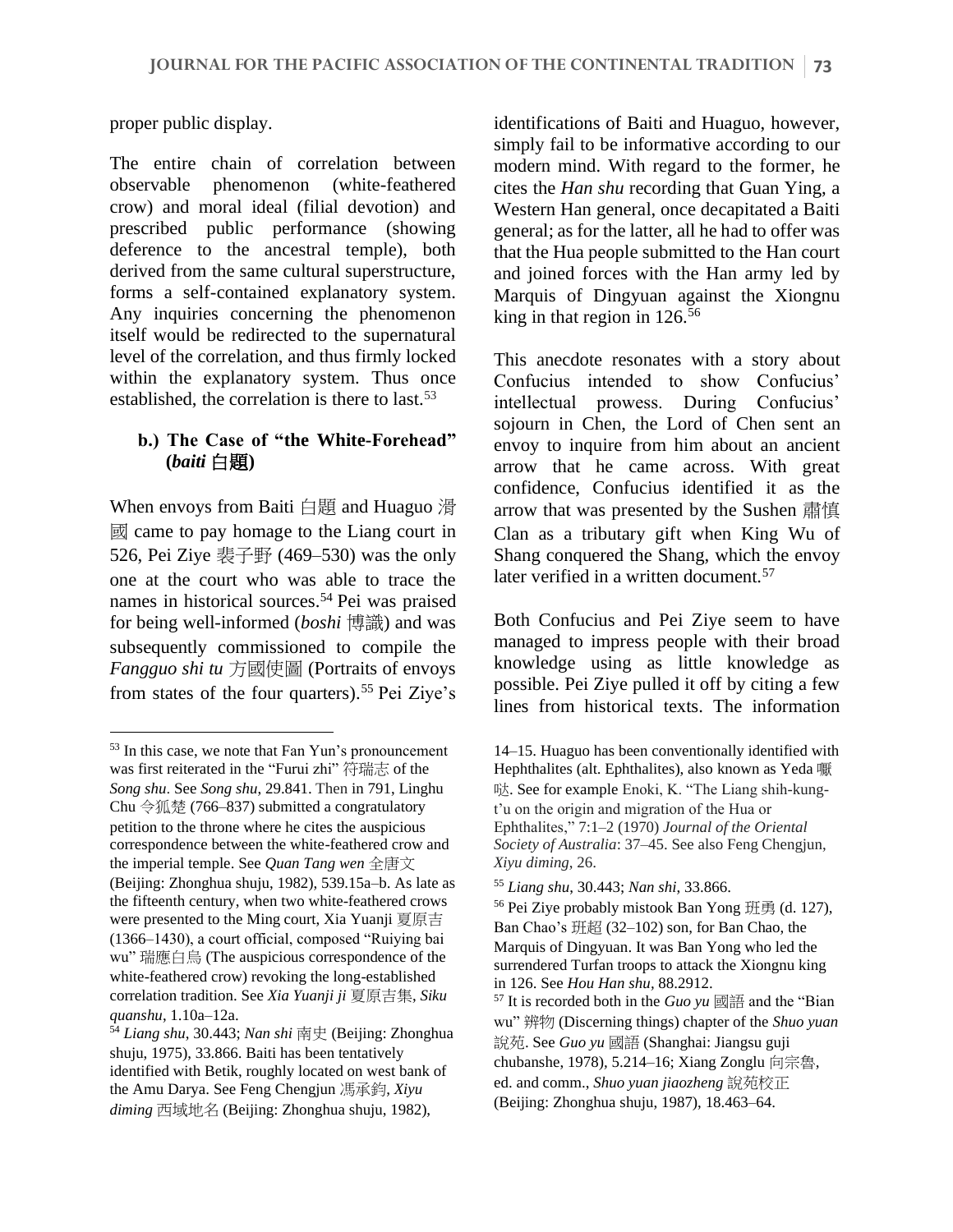proper public display.

The entire chain of correlation between observable phenomenon (white-feathered crow) and moral ideal (filial devotion) and prescribed public performance (showing deference to the ancestral temple), both derived from the same cultural superstructure, forms a self-contained explanatory system. Any inquiries concerning the phenomenon itself would be redirected to the supernatural level of the correlation, and thus firmly locked within the explanatory system. Thus once established, the correlation is there to last.[53]

### b.) The Case of "the White-Forehead" (*baiti* 白題)

When envoys from Baiti 白題 and Huaguo 滑國 came to pay homage to the Liang court in 526, Pei Ziye 裴子野 (469–530) was the only one at the court who was able to trace the names in historical sources.[54] Pei was praised for being well-informed (*boshi* 博識) and was subsequently commissioned to compile the *Fangguo shi tu* 方國使圖 (Portraits of envoys from states of the four quarters).[55] Pei Ziye's identifications of Baiti and Huaguo, however, simply fail to be informative according to our modern mind. With regard to the former, he cites the *Han shu* recording that Guan Ying, a Western Han general, once decapitated a Baiti general; as for the latter, all he had to offer was that the Hua people submitted to the Han court and joined forces with the Han army led by Marquis of Dingyuan against the Xiongnu king in that region in 126.[56]

This anecdote resonates with a story about Confucius intended to show Confucius' intellectual prowess. During Confucius' sojourn in Chen, the Lord of Chen sent an envoy to inquire from him about an ancient arrow that he came across. With great confidence, Confucius identified it as the arrow that was presented by the Sushen 肅慎 Clan as a tributary gift when King Wu of Shang conquered the Shang, which the envoy later verified in a written document.[57]

Both Confucius and Pei Ziye seem to have managed to impress people with their broad knowledge using as little knowledge as possible. Pei Ziye pulled it off by citing a few lines from historical texts. The information

---

[53] In this case, we note that Fan Yun's pronouncement was first reiterated in the "Furui zhi" 符瑞志 of the *Song shu*. See *Song shu*, 29.841. Then in 791, Linghu Chu 令狐楚 (766–837) submitted a congratulatory petition to the throne where he cites the auspicious correspondence between the white-feathered crow and the imperial temple. See *Quan Tang wen* 全唐文 (Beijing: Zhonghua shuju, 1982), 539.15a–b. As late as the fifteenth century, when two white-feathered crows were presented to the Ming court, Xia Yuanji 夏原吉 (1366–1430), a court official, composed "Ruiying bai wu" 瑞應白烏 (The auspicious correspondence of the white-feathered crow) revoking the long-established correlation tradition. See *Xia Yuanji ji* 夏原吉集, *Siku quanshu*, 1.10a–12a.

[54] *Liang shu*, 30.443; *Nan shi* 南史 (Beijing: Zhonghua shuju, 1975), 33.866. Baiti has been tentatively identified with Betik, roughly located on west bank of the Amu Darya. See Feng Chengjun 馮承鈞, *Xiyu diming* 西域地名 (Beijing: Zhonghua shuju, 1982), 14–15. Huaguo has been conventionally identified with Hephthalites (alt. Ephthalites), also known as Yeda 嚈哒. See for example Enoki, K. "The Liang shih-kung-t'u on the origin and migration of the Hua or Ephthalites," 7:1–2 (1970) *Journal of the Oriental Society of Australia*: 37–45. See also Feng Chengjun, *Xiyu diming*, 26.

[55] *Liang shu*, 30.443; *Nan shi*, 33.866.

[56] Pei Ziye probably mistook Ban Yong 班勇 (d. 127), Ban Chao's 班超 (32–102) son, for Ban Chao, the Marquis of Dingyuan. It was Ban Yong who led the surrendered Turfan troops to attack the Xiongnu king in 126. See *Hou Han shu*, 88.2912.

[57] It is recorded both in the *Guo yu* 國語 and the "Bian wu" 辨物 (Discerning things) chapter of the *Shuo yuan* 說苑. See *Guo yu* 國語 (Shanghai: Jiangsu guji chubanshe, 1978), 5.214–16; Xiang Zonglu 向宗魯, ed. and comm., *Shuo yuan jiaozheng* 說苑校正 (Beijing: Zhonghua shuju, 1987), 18.463–64.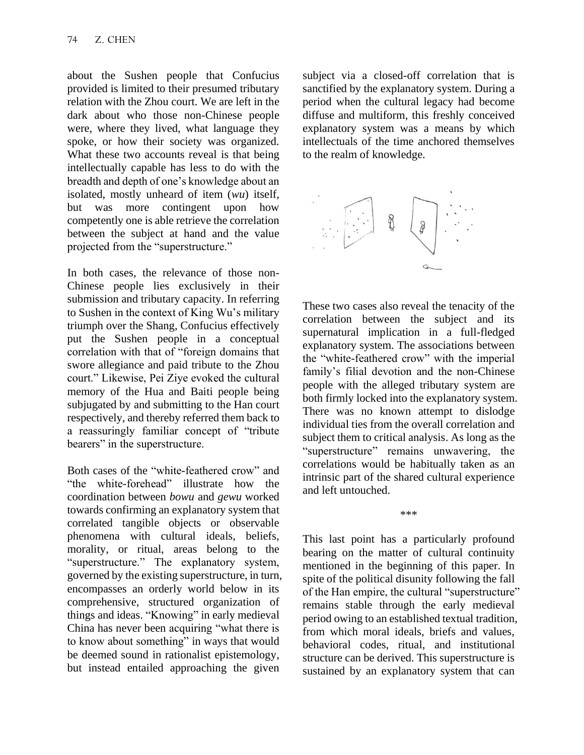about the Sushen people that Confucius provided is limited to their presumed tributary relation with the Zhou court. We are left in the dark about who those non-Chinese people were, where they lived, what language they spoke, or how their society was organized. What these two accounts reveal is that being intellectually capable has less to do with the breadth and depth of one's knowledge about an isolated, mostly unheard of item (*wu*) itself, but was more contingent upon how competently one is able retrieve the correlation between the subject at hand and the value projected from the "superstructure."

In both cases, the relevance of those non-Chinese people lies exclusively in their submission and tributary capacity. In referring to Sushen in the context of King Wu's military triumph over the Shang, Confucius effectively put the Sushen people in a conceptual correlation with that of "foreign domains that swore allegiance and paid tribute to the Zhou court." Likewise, Pei Ziye evoked the cultural memory of the Hua and Baiti people being subjugated by and submitting to the Han court respectively, and thereby referred them back to a reassuringly familiar concept of "tribute bearers" in the superstructure.

Both cases of the "white-feathered crow" and "the white-forehead" illustrate how the coordination between *bowu* and *gewu* worked towards confirming an explanatory system that correlated tangible objects or observable phenomena with cultural ideals, beliefs, morality, or ritual, areas belong to the "superstructure." The explanatory system, governed by the existing superstructure, in turn, encompasses an orderly world below in its comprehensive, structured organization of things and ideas. "Knowing" in early medieval China has never been acquiring "what there is to know about something" in ways that would be deemed sound in rationalist epistemology, but instead entailed approaching the given subject via a closed-off correlation that is sanctified by the explanatory system. During a period when the cultural legacy had become diffuse and multiform, this freshly conceived explanatory system was a means by which intellectuals of the time anchored themselves to the realm of knowledge.

These two cases also reveal the tenacity of the correlation between the subject and its supernatural implication in a full-fledged explanatory system. The associations between the "white-feathered crow" with the imperial family's filial devotion and the non-Chinese people with the alleged tributary system are both firmly locked into the explanatory system. There was no known attempt to dislodge individual ties from the overall correlation and subject them to critical analysis. As long as the "superstructure" remains unwavering, the correlations would be habitually taken as an intrinsic part of the shared cultural experience and left untouched.

***

This last point has a particularly profound bearing on the matter of cultural continuity mentioned in the beginning of this paper. In spite of the political disunity following the fall of the Han empire, the cultural "superstructure" remains stable through the early medieval period owing to an established textual tradition, from which moral ideals, briefs and values, behavioral codes, ritual, and institutional structure can be derived. This superstructure is sustained by an explanatory system that can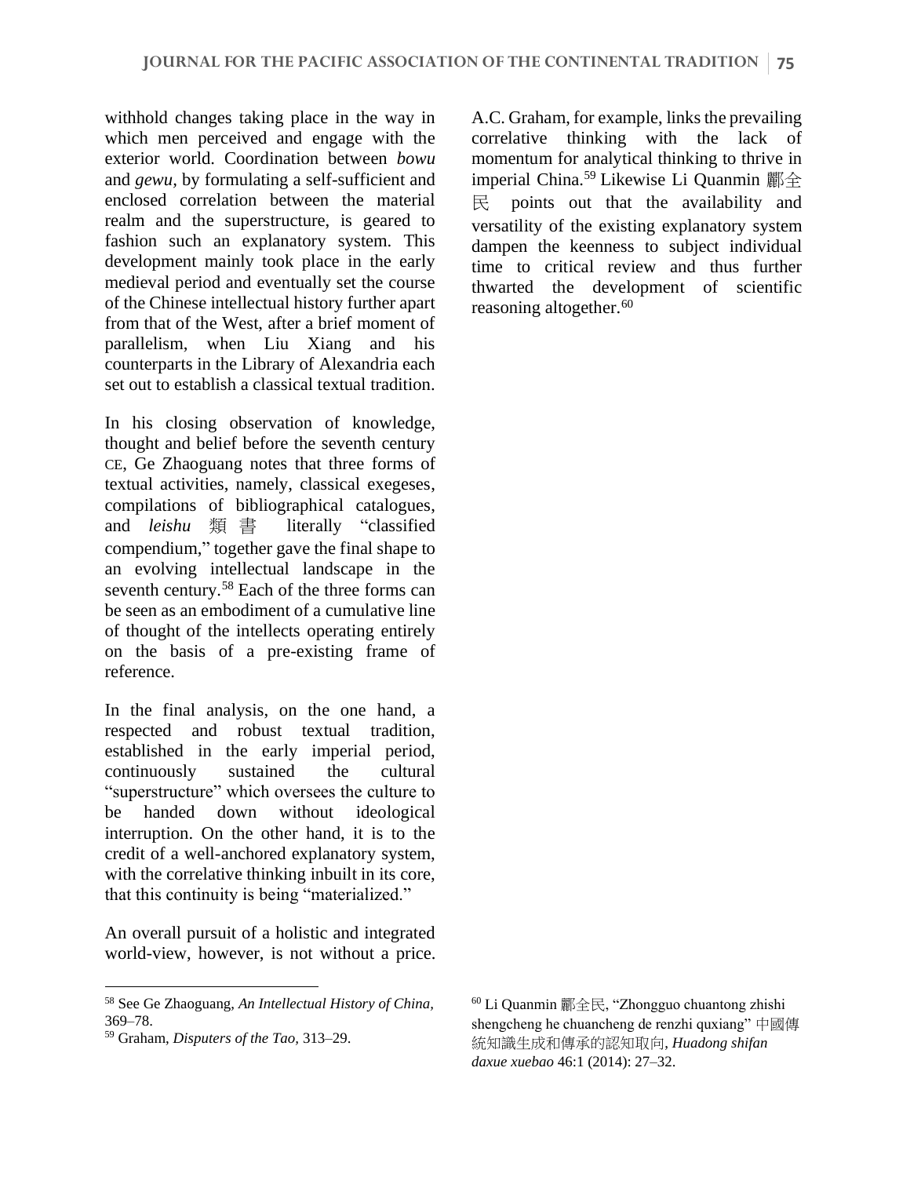withhold changes taking place in the way in which men perceived and engage with the exterior world. Coordination between *bowu* and *gewu*, by formulating a self-sufficient and enclosed correlation between the material realm and the superstructure, is geared to fashion such an explanatory system. This development mainly took place in the early medieval period and eventually set the course of the Chinese intellectual history further apart from that of the West, after a brief moment of parallelism, when Liu Xiang and his counterparts in the Library of Alexandria each set out to establish a classical textual tradition.

In his closing observation of knowledge, thought and belief before the seventh century CE, Ge Zhaoguang notes that three forms of textual activities, namely, classical exegeses, compilations of bibliographical catalogues, and *leishu* 類書 literally "classified compendium," together gave the final shape to an evolving intellectual landscape in the seventh century.[58] Each of the three forms can be seen as an embodiment of a cumulative line of thought of the intellects operating entirely on the basis of a pre-existing frame of reference.

In the final analysis, on the one hand, a respected and robust textual tradition, established in the early imperial period, continuously sustained the cultural "superstructure" which oversees the culture to be handed down without ideological interruption. On the other hand, it is to the credit of a well-anchored explanatory system, with the correlative thinking inbuilt in its core, that this continuity is being "materialized."

An overall pursuit of a holistic and integrated world-view, however, is not without a price. A.C. Graham, for example, links the prevailing correlative thinking with the lack of momentum for analytical thinking to thrive in imperial China.[59] Likewise Li Quanmin 酈全民 points out that the availability and versatility of the existing explanatory system dampen the keenness to subject individual time to critical review and thus further thwarted the development of scientific reasoning altogether.[60]

[58] See Ge Zhaoguang, *An Intellectual History of China*, 369–78.

[59] Graham, *Disputers of the Tao*, 313–29.

[60] Li Quanmin 酈全民, "Zhongguo chuantong zhishi shengcheng he chuancheng de renzhi quxiang" 中國傳統知識生成和傳承的認知取向, *Huadong shifan daxue xuebao* 46:1 (2014): 27–32.